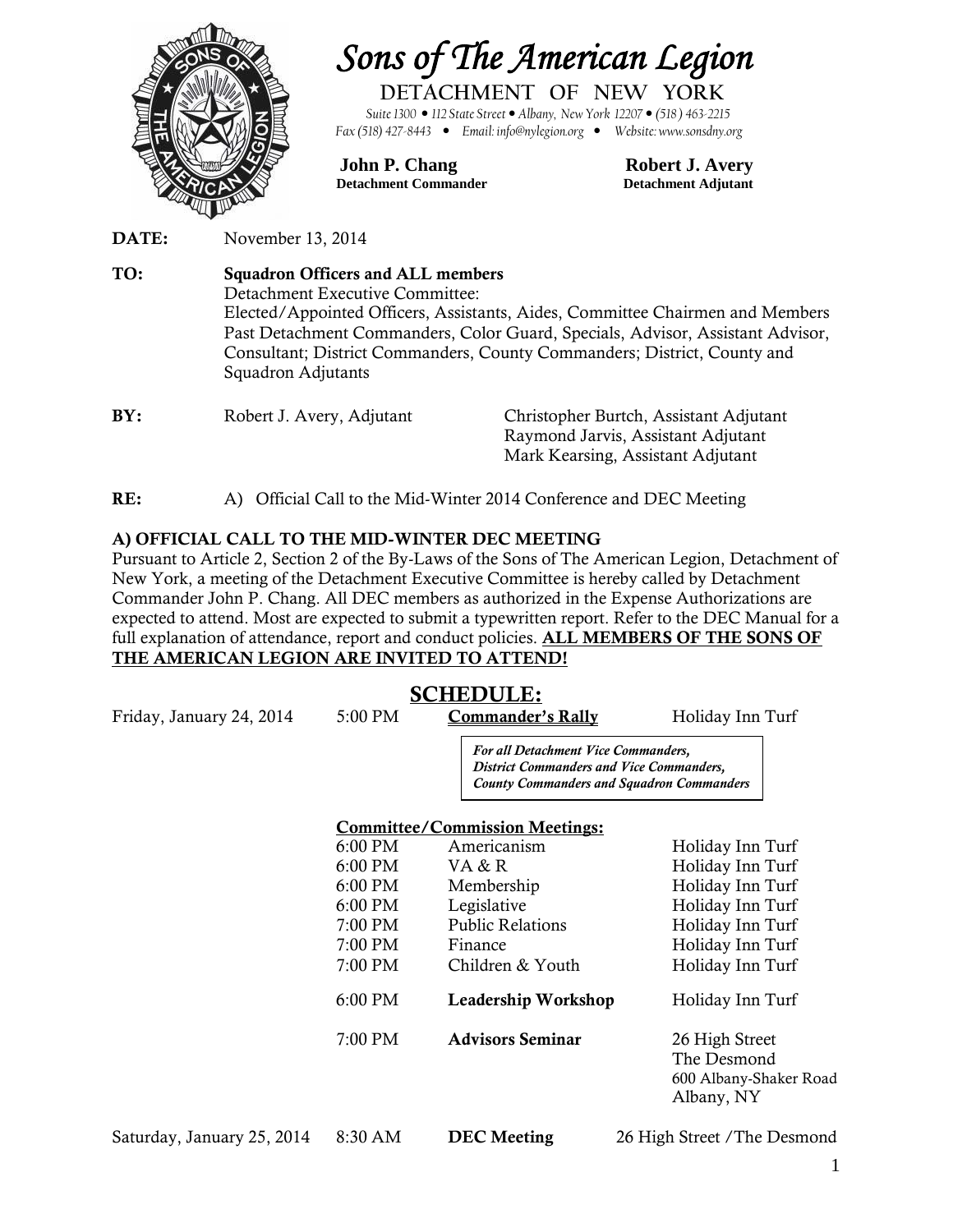# Sons of The American Legion

**DETACHMENT OF NEW YORK**

*Suite 1300 • 112 State Street • Albany, New York 12207 • (518) 463-2215*
*Fax (518) 427-8443 • Email: info@nylegion.org • Website: www.sonsdny.org*

**John P. Chang**
**Detachment Commander**

**Robert J. Avery**
**Detachment Adjutant**

**DATE:** November 13, 2014

**TO:** **Squadron Officers and ALL members**
Detachment Executive Committee:
Elected/Appointed Officers, Assistants, Aides, Committee Chairmen and Members
Past Detachment Commanders, Color Guard, Specials, Advisor, Assistant Advisor, Consultant; District Commanders, County Commanders; District, County and Squadron Adjutants

**BY:** Robert J. Avery, Adjutant
Christopher Burtch, Assistant Adjutant
Raymond Jarvis, Assistant Adjutant
Mark Kearsing, Assistant Adjutant

**RE:** A) Official Call to the Mid-Winter 2014 Conference and DEC Meeting

## A) OFFICIAL CALL TO THE MID-WINTER DEC MEETING

Pursuant to Article 2, Section 2 of the By-Laws of the Sons of The American Legion, Detachment of New York, a meeting of the Detachment Executive Committee is hereby called by Detachment Commander John P. Chang. All DEC members as authorized in the Expense Authorizations are expected to attend. Most are expected to submit a typewritten report. Refer to the DEC Manual for a full explanation of attendance, report and conduct policies. **ALL MEMBERS OF THE SONS OF THE AMERICAN LEGION ARE INVITED TO ATTEND!**

## SCHEDULE:

| Date | Time | Event | Location |
|---|---|---|---|
| Friday, January 24, 2014 | 5:00 PM | **Commander's Rally** | Holiday Inn Turf |
| | | ***For all Detachment Vice Commanders, District Commanders and Vice Commanders, County Commanders and Squadron Commanders*** | |
| | | **Committee/Commission Meetings:** | |
| | 6:00 PM | Americanism | Holiday Inn Turf |
| | 6:00 PM | VA & R | Holiday Inn Turf |
| | 6:00 PM | Membership | Holiday Inn Turf |
| | 6:00 PM | Legislative | Holiday Inn Turf |
| | 7:00 PM | Public Relations | Holiday Inn Turf |
| | 7:00 PM | Finance | Holiday Inn Turf |
| | 7:00 PM | Children & Youth | Holiday Inn Turf |
| | 6:00 PM | **Leadership Workshop** | Holiday Inn Turf |
| | 7:00 PM | **Advisors Seminar** | 26 High Street The Desmond 600 Albany-Shaker Road Albany, NY |
| Saturday, January 25, 2014 | 8:30 AM | **DEC Meeting** | 26 High Street /The Desmond |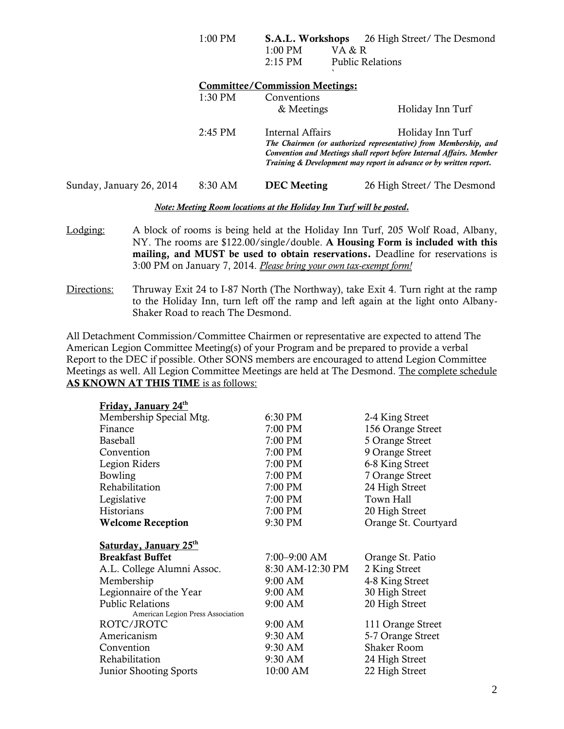| | | | |
|---|---|---|---|
| | 1:00 PM | **S.A.L. Workshops** | 26 High Street/ The Desmond |
| | | 1:00 PM VA & R | |
| | | 2:15 PM Public Relations | |
| | **Committee/Commission Meetings:** | | |
| | 1:30 PM | Conventions & Meetings | Holiday Inn Turf |
| | 2:45 PM | Internal Affairs | Holiday Inn Turf |
| | | ***The Chairmen (or authorized representative) from Membership, and Convention and Meetings shall report before Internal Affairs. Member Training & Development may report in advance or by written report.*** | |
| Sunday, January 26, 2014 | 8:30 AM | **DEC Meeting** | 26 High Street/ The Desmond |

***Note: Meeting Room locations at the Holiday Inn Turf will be posted.***

Lodging: A block of rooms is being held at the Holiday Inn Turf, 205 Wolf Road, Albany, NY. The rooms are $122.00/single/double. **A Housing Form is included with this mailing, and MUST be used to obtain reservations.** Deadline for reservations is 3:00 PM on January 7, 2014. *Please bring your own tax-exempt form!*

Directions: Thruway Exit 24 to I-87 North (The Northway), take Exit 4. Turn right at the ramp to the Holiday Inn, turn left off the ramp and left again at the light onto Albany-Shaker Road to reach The Desmond.

All Detachment Commission/Committee Chairmen or representative are expected to attend The American Legion Committee Meeting(s) of your Program and be prepared to provide a verbal Report to the DEC if possible. Other SONS members are encouraged to attend Legion Committee Meetings as well. All Legion Committee Meetings are held at The Desmond. The complete schedule **AS KNOWN AT THIS TIME** is as follows:

| **Friday, January 24th** | | |
|---|---|---|
| Membership Special Mtg. | 6:30 PM | 2-4 King Street |
| Finance | 7:00 PM | 156 Orange Street |
| Baseball | 7:00 PM | 5 Orange Street |
| Convention | 7:00 PM | 9 Orange Street |
| Legion Riders | 7:00 PM | 6-8 King Street |
| Bowling | 7:00 PM | 7 Orange Street |
| Rehabilitation | 7:00 PM | 24 High Street |
| Legislative | 7:00 PM | Town Hall |
| Historians | 7:00 PM | 20 High Street |
| **Welcome Reception** | 9:30 PM | Orange St. Courtyard |
| **Saturday, January 25th** | | |
| **Breakfast Buffet** | 7:00–9:00 AM | Orange St. Patio |
| A.L. College Alumni Assoc. | 8:30 AM-12:30 PM | 2 King Street |
| Membership | 9:00 AM | 4-8 King Street |
| Legionnaire of the Year | 9:00 AM | 30 High Street |
| Public Relations (American Legion Press Association) | 9:00 AM | 20 High Street |
| ROTC/JROTC | 9:00 AM | 111 Orange Street |
| Americanism | 9:30 AM | 5-7 Orange Street |
| Convention | 9:30 AM | Shaker Room |
| Rehabilitation | 9:30 AM | 24 High Street |
| Junior Shooting Sports | 10:00 AM | 22 High Street |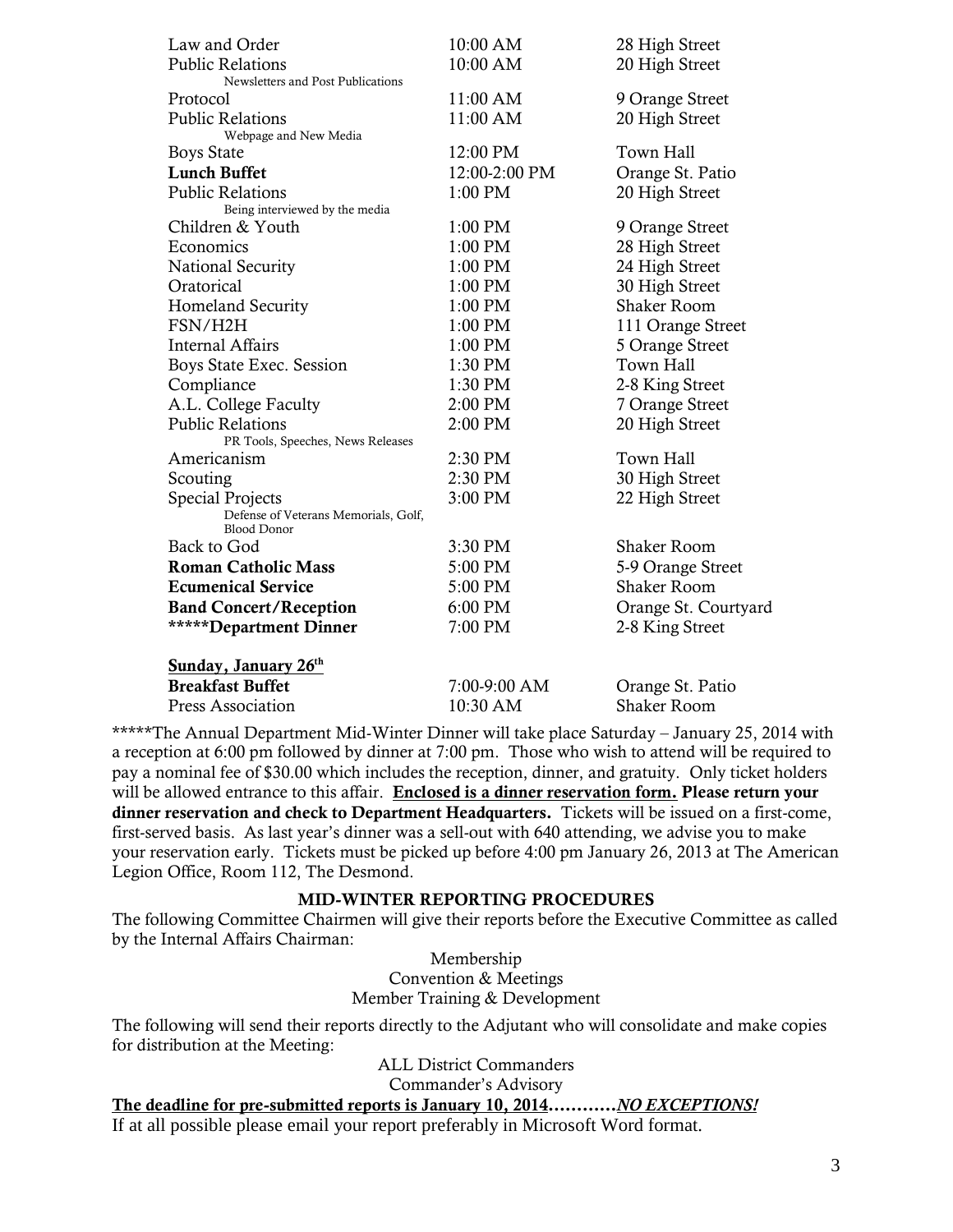| | | |
|---|---|---|
| Law and Order | 10:00 AM | 28 High Street |
| Public Relations<br>Newsletters and Post Publications | 10:00 AM | 20 High Street |
| Protocol | 11:00 AM | 9 Orange Street |
| Public Relations<br>Webpage and New Media | 11:00 AM | 20 High Street |
| Boys State | 12:00 PM | Town Hall |
| **Lunch Buffet** | 12:00-2:00 PM | Orange St. Patio |
| Public Relations<br>Being interviewed by the media | 1:00 PM | 20 High Street |
| Children & Youth | 1:00 PM | 9 Orange Street |
| Economics | 1:00 PM | 28 High Street |
| National Security | 1:00 PM | 24 High Street |
| Oratorical | 1:00 PM | 30 High Street |
| Homeland Security | 1:00 PM | Shaker Room |
| FSN/H2H | 1:00 PM | 111 Orange Street |
| Internal Affairs | 1:00 PM | 5 Orange Street |
| Boys State Exec. Session | 1:30 PM | Town Hall |
| Compliance | 1:30 PM | 2-8 King Street |
| A.L. College Faculty | 2:00 PM | 7 Orange Street |
| Public Relations<br>PR Tools, Speeches, News Releases | 2:00 PM | 20 High Street |
| Americanism | 2:30 PM | Town Hall |
| Scouting | 2:30 PM | 30 High Street |
| Special Projects<br>Defense of Veterans Memorials, Golf, Blood Donor | 3:00 PM | 22 High Street |
| Back to God | 3:30 PM | Shaker Room |
| **Roman Catholic Mass** | 5:00 PM | 5-9 Orange Street |
| **Ecumenical Service** | 5:00 PM | Shaker Room |
| **Band Concert/Reception** | 6:00 PM | Orange St. Courtyard |
| **\*\*\*\*\*Department Dinner** | 7:00 PM | 2-8 King Street |
| | | |
| **<u>Sunday, January 26th</u>** | | |
| **Breakfast Buffet** | 7:00-9:00 AM | Orange St. Patio |
| Press Association | 10:30 AM | Shaker Room |

*****The Annual Department Mid-Winter Dinner will take place Saturday – January 25, 2014 with a reception at 6:00 pm followed by dinner at 7:00 pm. Those who wish to attend will be required to pay a nominal fee of $30.00 which includes the reception, dinner, and gratuity. Only ticket holders will be allowed entrance to this affair. **<u>Enclosed is a dinner reservation form.</u> Please return your dinner reservation and check to Department Headquarters.** Tickets will be issued on a first-come, first-served basis. As last year's dinner was a sell-out with 640 attending, we advise you to make your reservation early. Tickets must be picked up before 4:00 pm January 26, 2013 at The American Legion Office, Room 112, The Desmond.

## MID-WINTER REPORTING PROCEDURES

The following Committee Chairmen will give their reports before the Executive Committee as called by the Internal Affairs Chairman:

Membership
Convention & Meetings
Member Training & Development

The following will send their reports directly to the Adjutant who will consolidate and make copies for distribution at the Meeting:

ALL District Commanders
Commander's Advisory

**<u>The deadline for pre-submitted reports is January 10, 2014</u>…………*<u>NO EXCEPTIONS!</u>***

If at all possible please email your report preferably in Microsoft Word format.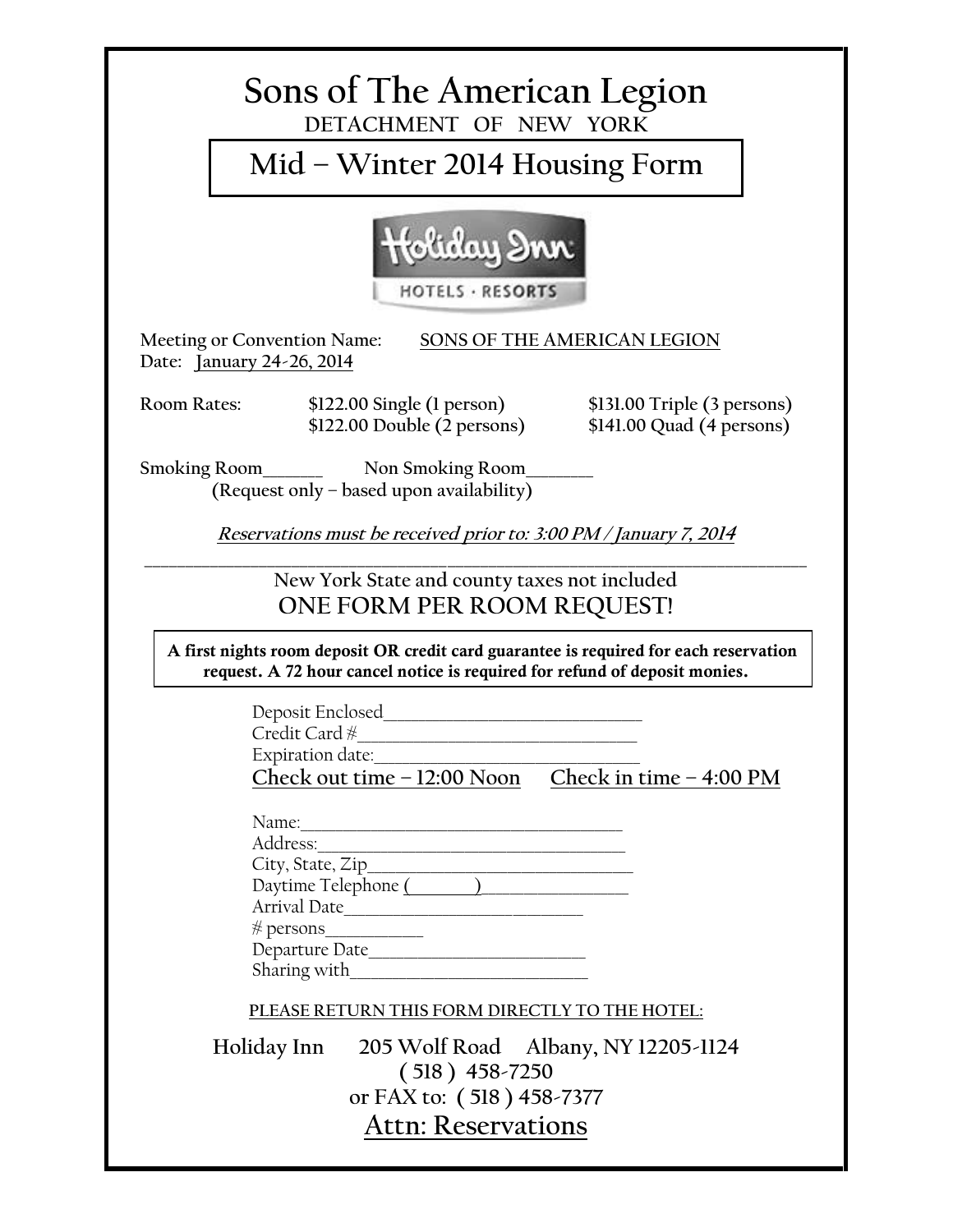# Sons of The American Legion

**DETACHMENT OF NEW YORK**

## Mid – Winter 2014 Housing Form

Holiday Inn HOTELS · RESORTS

Meeting or Convention Name: SONS OF THE AMERICAN LEGION
Date: January 24-26, 2014

| Room Rates: | | |
|---|---|---|
| | $122.00 Single (1 person) | $131.00 Triple (3 persons) |
| | $122.00 Double (2 persons) | $141.00 Quad (4 persons) |

Smoking Room_______ Non Smoking Room________
(Request only – based upon availability)

***Reservations must be received prior to: 3:00 PM / January 7, 2014***

New York State and county taxes not included

**ONE FORM PER ROOM REQUEST!**

**A first nights room deposit OR credit card guarantee is required for each reservation request. A 72 hour cancel notice is required for refund of deposit monies.**

Deposit Enclosed_______________________________
Credit Card #__________________________________
Expiration date:________________________________

Check out time – 12:00 Noon     Check in time – 4:00 PM

Name:_________________________________________
Address:_______________________________________
City, State, Zip_________________________________
Daytime Telephone (________)__________________
Arrival Date____________________________
# persons___________
Departure Date__________________________
Sharing with____________________________

PLEASE RETURN THIS FORM DIRECTLY TO THE HOTEL:

Holiday Inn 205 Wolf Road Albany, NY 12205-1124
( 518 ) 458-7250
or FAX to: ( 518 ) 458-7377

Attn: Reservations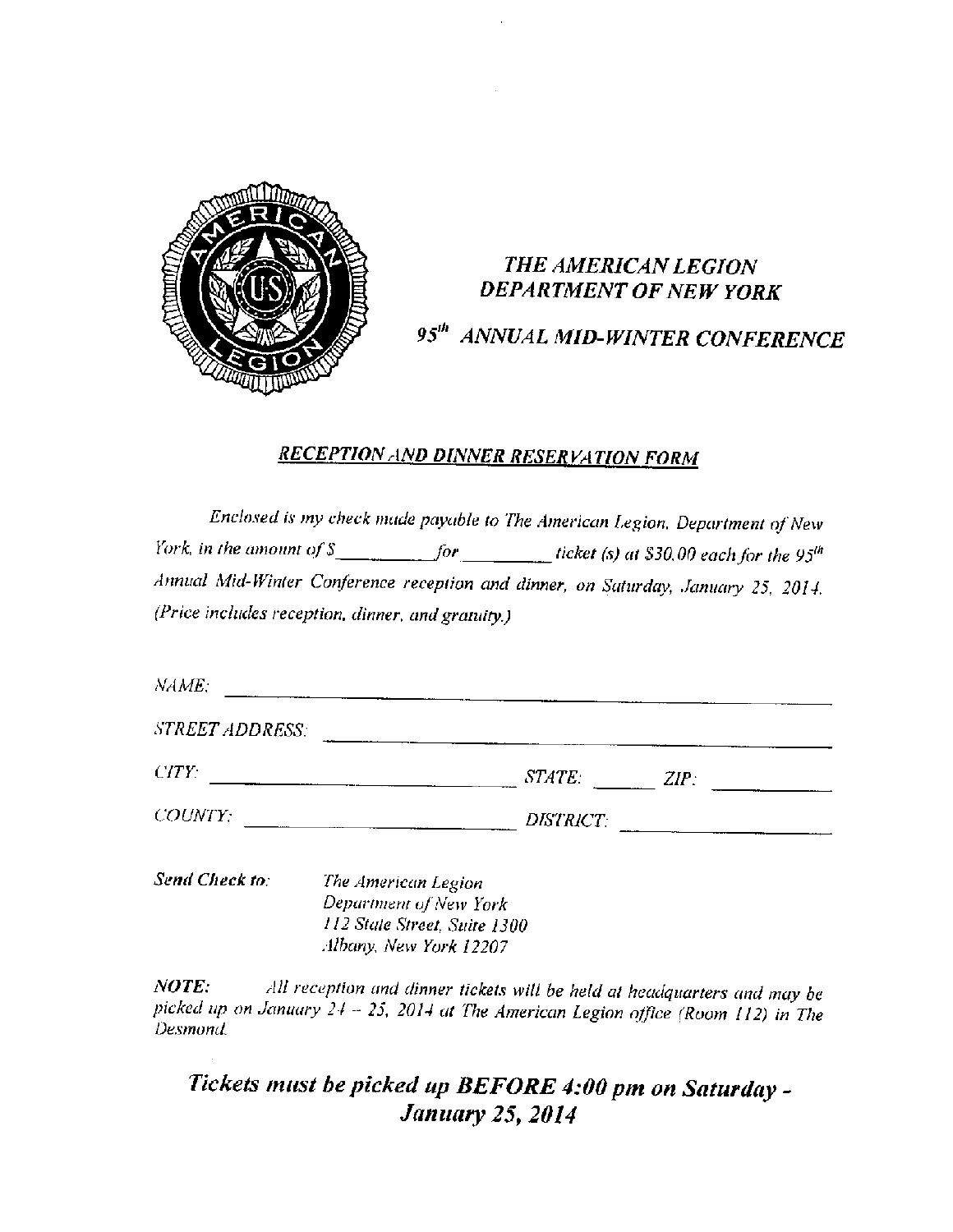### *THE AMERICAN LEGION*
### *DEPARTMENT OF NEW YORK*

### *95th ANNUAL MID-WINTER CONFERENCE*

## ***RECEPTION AND DINNER RESERVATION FORM***

*Enclosed is my check made payable to The American Legion, Department of New York, in the amount of $\_\_\_\_\_\_\_\_\_ for \_\_\_\_\_\_\_\_\_ ticket (s) at $30.00 each for the 95th Annual Mid-Winter Conference reception and dinner, on Saturday, January 25, 2014. (Price includes reception, dinner, and gratuity.)*

*NAME:* \_\_\_\_\_\_\_\_\_\_\_\_\_\_\_\_\_\_\_\_\_\_\_\_\_\_\_\_\_\_\_\_\_\_\_\_\_\_\_\_\_\_\_\_\_\_\_\_

*STREET ADDRESS:* \_\_\_\_\_\_\_\_\_\_\_\_\_\_\_\_\_\_\_\_\_\_\_\_\_\_\_\_\_\_\_\_\_\_\_\_\_\_\_\_

*CITY:* \_\_\_\_\_\_\_\_\_\_\_\_\_\_\_\_\_\_\_\_\_\_\_\_\_\_ *STATE:* \_\_\_\_\_\_ *ZIP:* \_\_\_\_\_\_\_\_\_\_

*COUNTY:* \_\_\_\_\_\_\_\_\_\_\_\_\_\_\_\_\_\_\_\_\_\_\_\_ *DISTRICT:* \_\_\_\_\_\_\_\_\_\_\_\_\_\_\_\_\_\_

***Send Check to:***

*The American Legion*
*Department of New York*
*112 State Street, Suite 1300*
*Albany, New York 12207*

***NOTE:*** *All reception and dinner tickets will be held at headquarters and may be picked up on January 24 – 25, 2014 at The American Legion office (Room 112) in The Desmond.*

## ***Tickets must be picked up BEFORE 4:00 pm on Saturday - January 25, 2014***